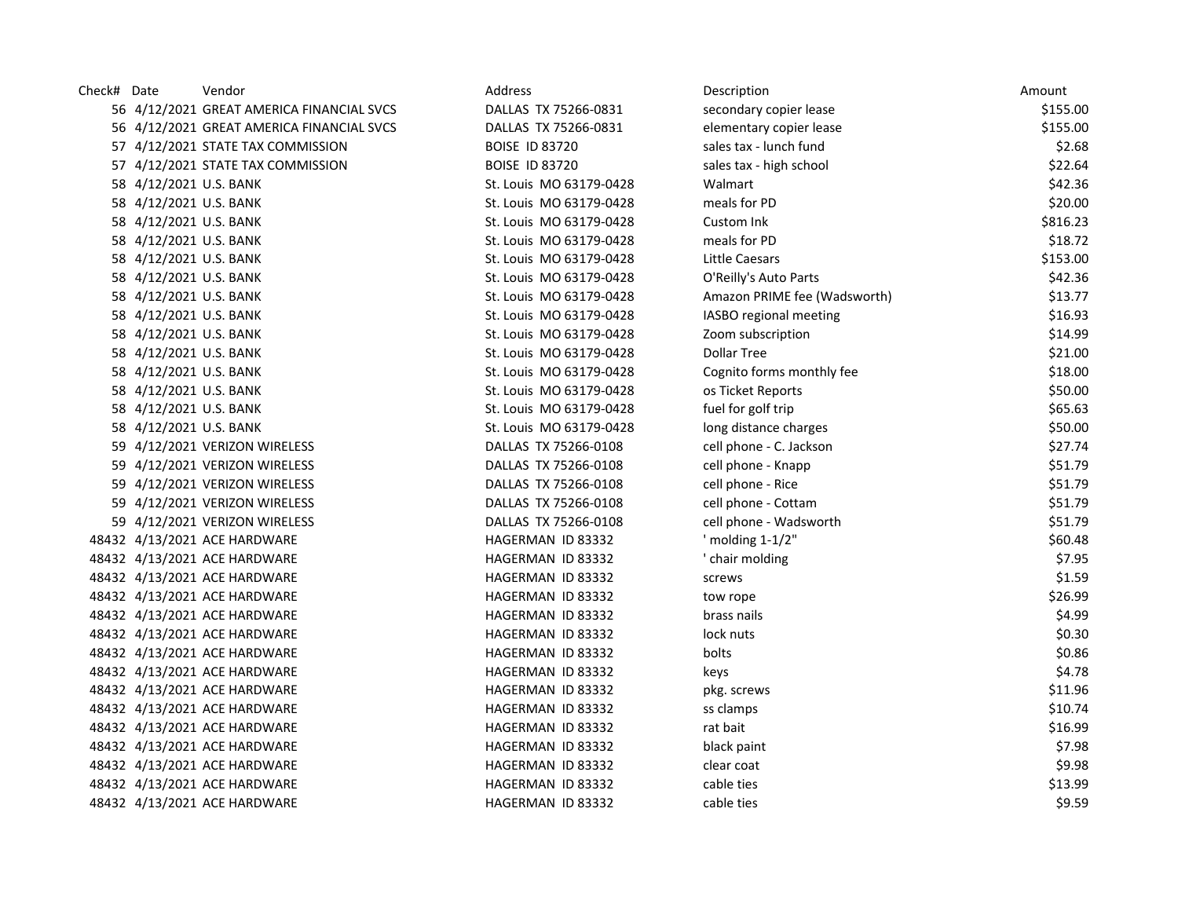| Check# | Date | Vendor | Address | Description | Amount |
| --- | --- | --- | --- | --- | --- |
| 56 | 4/12/2021 | GREAT AMERICA FINANCIAL SVCS | DALLAS TX 75266-0831 | secondary copier lease | $155.00 |
| 56 | 4/12/2021 | GREAT AMERICA FINANCIAL SVCS | DALLAS TX 75266-0831 | elementary copier lease | $155.00 |
| 57 | 4/12/2021 | STATE TAX COMMISSION | BOISE ID 83720 | sales tax - lunch fund | $2.68 |
| 57 | 4/12/2021 | STATE TAX COMMISSION | BOISE ID 83720 | sales tax - high school | $22.64 |
| 58 | 4/12/2021 | U.S. BANK | St. Louis MO 63179-0428 | Walmart | $42.36 |
| 58 | 4/12/2021 | U.S. BANK | St. Louis MO 63179-0428 | meals for PD | $20.00 |
| 58 | 4/12/2021 | U.S. BANK | St. Louis MO 63179-0428 | Custom Ink | $816.23 |
| 58 | 4/12/2021 | U.S. BANK | St. Louis MO 63179-0428 | meals for PD | $18.72 |
| 58 | 4/12/2021 | U.S. BANK | St. Louis MO 63179-0428 | Little Caesars | $153.00 |
| 58 | 4/12/2021 | U.S. BANK | St. Louis MO 63179-0428 | O'Reilly's Auto Parts | $42.36 |
| 58 | 4/12/2021 | U.S. BANK | St. Louis MO 63179-0428 | Amazon PRIME fee (Wadsworth) | $13.77 |
| 58 | 4/12/2021 | U.S. BANK | St. Louis MO 63179-0428 | IASBO regional meeting | $16.93 |
| 58 | 4/12/2021 | U.S. BANK | St. Louis MO 63179-0428 | Zoom subscription | $14.99 |
| 58 | 4/12/2021 | U.S. BANK | St. Louis MO 63179-0428 | Dollar Tree | $21.00 |
| 58 | 4/12/2021 | U.S. BANK | St. Louis MO 63179-0428 | Cognito forms monthly fee | $18.00 |
| 58 | 4/12/2021 | U.S. BANK | St. Louis MO 63179-0428 | os Ticket Reports | $50.00 |
| 58 | 4/12/2021 | U.S. BANK | St. Louis MO 63179-0428 | fuel for golf trip | $65.63 |
| 58 | 4/12/2021 | U.S. BANK | St. Louis MO 63179-0428 | long distance charges | $50.00 |
| 59 | 4/12/2021 | VERIZON WIRELESS | DALLAS TX 75266-0108 | cell phone - C. Jackson | $27.74 |
| 59 | 4/12/2021 | VERIZON WIRELESS | DALLAS TX 75266-0108 | cell phone - Knapp | $51.79 |
| 59 | 4/12/2021 | VERIZON WIRELESS | DALLAS TX 75266-0108 | cell phone - Rice | $51.79 |
| 59 | 4/12/2021 | VERIZON WIRELESS | DALLAS TX 75266-0108 | cell phone - Cottam | $51.79 |
| 59 | 4/12/2021 | VERIZON WIRELESS | DALLAS TX 75266-0108 | cell phone - Wadsworth | $51.79 |
| 48432 | 4/13/2021 | ACE HARDWARE | HAGERMAN ID 83332 | ' molding 1-1/2" | $60.48 |
| 48432 | 4/13/2021 | ACE HARDWARE | HAGERMAN ID 83332 | ' chair molding | $7.95 |
| 48432 | 4/13/2021 | ACE HARDWARE | HAGERMAN ID 83332 | screws | $1.59 |
| 48432 | 4/13/2021 | ACE HARDWARE | HAGERMAN ID 83332 | tow rope | $26.99 |
| 48432 | 4/13/2021 | ACE HARDWARE | HAGERMAN ID 83332 | brass nails | $4.99 |
| 48432 | 4/13/2021 | ACE HARDWARE | HAGERMAN ID 83332 | lock nuts | $0.30 |
| 48432 | 4/13/2021 | ACE HARDWARE | HAGERMAN ID 83332 | bolts | $0.86 |
| 48432 | 4/13/2021 | ACE HARDWARE | HAGERMAN ID 83332 | keys | $4.78 |
| 48432 | 4/13/2021 | ACE HARDWARE | HAGERMAN ID 83332 | pkg. screws | $11.96 |
| 48432 | 4/13/2021 | ACE HARDWARE | HAGERMAN ID 83332 | ss clamps | $10.74 |
| 48432 | 4/13/2021 | ACE HARDWARE | HAGERMAN ID 83332 | rat bait | $16.99 |
| 48432 | 4/13/2021 | ACE HARDWARE | HAGERMAN ID 83332 | black paint | $7.98 |
| 48432 | 4/13/2021 | ACE HARDWARE | HAGERMAN ID 83332 | clear coat | $9.98 |
| 48432 | 4/13/2021 | ACE HARDWARE | HAGERMAN ID 83332 | cable ties | $13.99 |
| 48432 | 4/13/2021 | ACE HARDWARE | HAGERMAN ID 83332 | cable ties | $9.59 |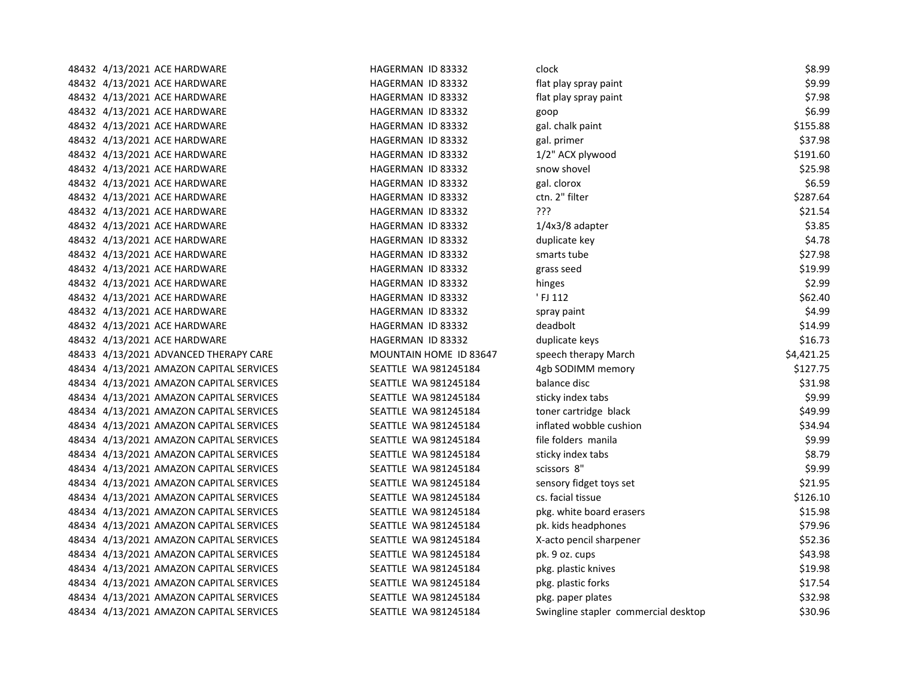| | | | | | |
|---|---|---|---|---|---|
| 48432 | 4/13/2021 | ACE HARDWARE | HAGERMAN ID 83332 | clock | $8.99 |
| 48432 | 4/13/2021 | ACE HARDWARE | HAGERMAN ID 83332 | flat play spray paint | $9.99 |
| 48432 | 4/13/2021 | ACE HARDWARE | HAGERMAN ID 83332 | flat play spray paint | $7.98 |
| 48432 | 4/13/2021 | ACE HARDWARE | HAGERMAN ID 83332 | goop | $6.99 |
| 48432 | 4/13/2021 | ACE HARDWARE | HAGERMAN ID 83332 | gal. chalk paint | $155.88 |
| 48432 | 4/13/2021 | ACE HARDWARE | HAGERMAN ID 83332 | gal. primer | $37.98 |
| 48432 | 4/13/2021 | ACE HARDWARE | HAGERMAN ID 83332 | 1/2" ACX plywood | $191.60 |
| 48432 | 4/13/2021 | ACE HARDWARE | HAGERMAN ID 83332 | snow shovel | $25.98 |
| 48432 | 4/13/2021 | ACE HARDWARE | HAGERMAN ID 83332 | gal. clorox | $6.59 |
| 48432 | 4/13/2021 | ACE HARDWARE | HAGERMAN ID 83332 | ctn. 2" filter | $287.64 |
| 48432 | 4/13/2021 | ACE HARDWARE | HAGERMAN ID 83332 | ??? | $21.54 |
| 48432 | 4/13/2021 | ACE HARDWARE | HAGERMAN ID 83332 | 1/4x3/8 adapter | $3.85 |
| 48432 | 4/13/2021 | ACE HARDWARE | HAGERMAN ID 83332 | duplicate key | $4.78 |
| 48432 | 4/13/2021 | ACE HARDWARE | HAGERMAN ID 83332 | smarts tube | $27.98 |
| 48432 | 4/13/2021 | ACE HARDWARE | HAGERMAN ID 83332 | grass seed | $19.99 |
| 48432 | 4/13/2021 | ACE HARDWARE | HAGERMAN ID 83332 | hinges | $2.99 |
| 48432 | 4/13/2021 | ACE HARDWARE | HAGERMAN ID 83332 | ' FJ 112 | $62.40 |
| 48432 | 4/13/2021 | ACE HARDWARE | HAGERMAN ID 83332 | spray paint | $4.99 |
| 48432 | 4/13/2021 | ACE HARDWARE | HAGERMAN ID 83332 | deadbolt | $14.99 |
| 48432 | 4/13/2021 | ACE HARDWARE | HAGERMAN ID 83332 | duplicate keys | $16.73 |
| 48433 | 4/13/2021 | ADVANCED THERAPY CARE | MOUNTAIN HOME ID 83647 | speech therapy March | $4,421.25 |
| 48434 | 4/13/2021 | AMAZON CAPITAL SERVICES | SEATTLE WA 981245184 | 4gb SODIMM memory | $127.75 |
| 48434 | 4/13/2021 | AMAZON CAPITAL SERVICES | SEATTLE WA 981245184 | balance disc | $31.98 |
| 48434 | 4/13/2021 | AMAZON CAPITAL SERVICES | SEATTLE WA 981245184 | sticky index tabs | $9.99 |
| 48434 | 4/13/2021 | AMAZON CAPITAL SERVICES | SEATTLE WA 981245184 | toner cartridge black | $49.99 |
| 48434 | 4/13/2021 | AMAZON CAPITAL SERVICES | SEATTLE WA 981245184 | inflated wobble cushion | $34.94 |
| 48434 | 4/13/2021 | AMAZON CAPITAL SERVICES | SEATTLE WA 981245184 | file folders manila | $9.99 |
| 48434 | 4/13/2021 | AMAZON CAPITAL SERVICES | SEATTLE WA 981245184 | sticky index tabs | $8.79 |
| 48434 | 4/13/2021 | AMAZON CAPITAL SERVICES | SEATTLE WA 981245184 | scissors 8" | $9.99 |
| 48434 | 4/13/2021 | AMAZON CAPITAL SERVICES | SEATTLE WA 981245184 | sensory fidget toys set | $21.95 |
| 48434 | 4/13/2021 | AMAZON CAPITAL SERVICES | SEATTLE WA 981245184 | cs. facial tissue | $126.10 |
| 48434 | 4/13/2021 | AMAZON CAPITAL SERVICES | SEATTLE WA 981245184 | pkg. white board erasers | $15.98 |
| 48434 | 4/13/2021 | AMAZON CAPITAL SERVICES | SEATTLE WA 981245184 | pk. kids headphones | $79.96 |
| 48434 | 4/13/2021 | AMAZON CAPITAL SERVICES | SEATTLE WA 981245184 | X-acto pencil sharpener | $52.36 |
| 48434 | 4/13/2021 | AMAZON CAPITAL SERVICES | SEATTLE WA 981245184 | pk. 9 oz. cups | $43.98 |
| 48434 | 4/13/2021 | AMAZON CAPITAL SERVICES | SEATTLE WA 981245184 | pkg. plastic knives | $19.98 |
| 48434 | 4/13/2021 | AMAZON CAPITAL SERVICES | SEATTLE WA 981245184 | pkg. plastic forks | $17.54 |
| 48434 | 4/13/2021 | AMAZON CAPITAL SERVICES | SEATTLE WA 981245184 | pkg. paper plates | $32.98 |
| 48434 | 4/13/2021 | AMAZON CAPITAL SERVICES | SEATTLE WA 981245184 | Swingline stapler commercial desktop | $30.96 |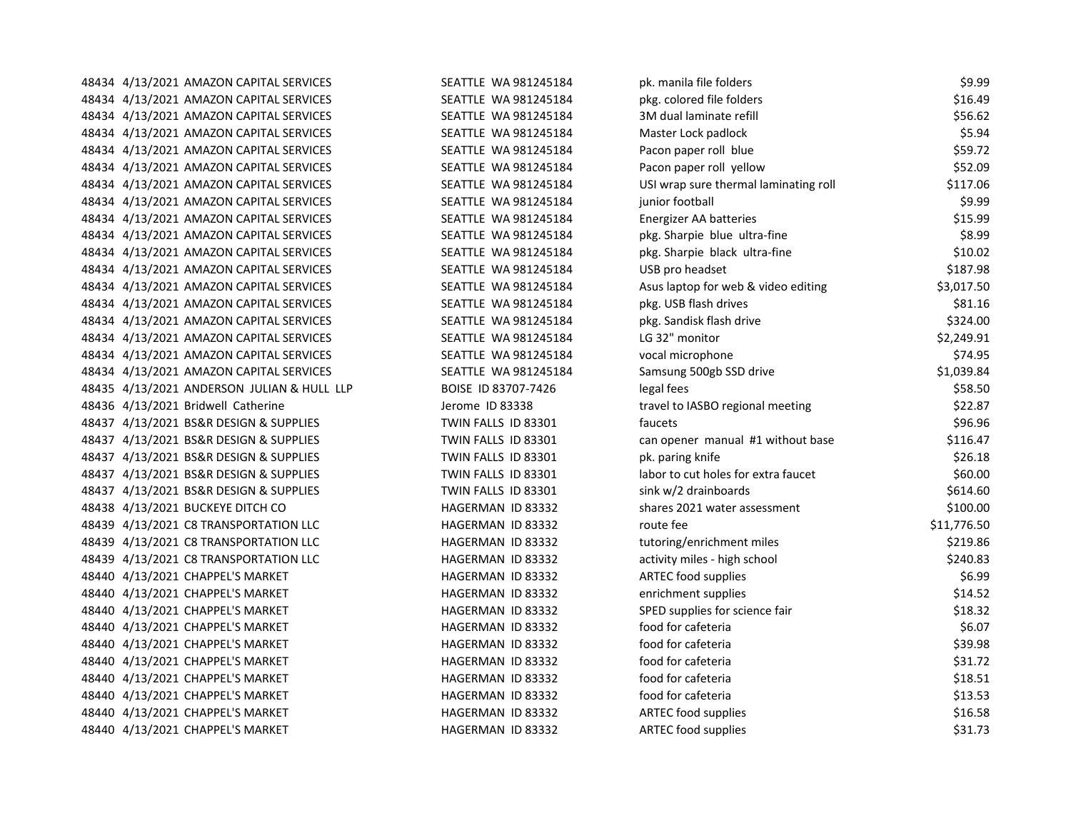| | | | | | |
|---|---|---|---|---|---|
| 48434 | 4/13/2021 | AMAZON CAPITAL SERVICES | SEATTLE WA 981245184 | pk. manila file folders | $9.99 |
| 48434 | 4/13/2021 | AMAZON CAPITAL SERVICES | SEATTLE WA 981245184 | pkg. colored file folders | $16.49 |
| 48434 | 4/13/2021 | AMAZON CAPITAL SERVICES | SEATTLE WA 981245184 | 3M dual laminate refill | $56.62 |
| 48434 | 4/13/2021 | AMAZON CAPITAL SERVICES | SEATTLE WA 981245184 | Master Lock padlock | $5.94 |
| 48434 | 4/13/2021 | AMAZON CAPITAL SERVICES | SEATTLE WA 981245184 | Pacon paper roll blue | $59.72 |
| 48434 | 4/13/2021 | AMAZON CAPITAL SERVICES | SEATTLE WA 981245184 | Pacon paper roll yellow | $52.09 |
| 48434 | 4/13/2021 | AMAZON CAPITAL SERVICES | SEATTLE WA 981245184 | USI wrap sure thermal laminating roll | $117.06 |
| 48434 | 4/13/2021 | AMAZON CAPITAL SERVICES | SEATTLE WA 981245184 | junior football | $9.99 |
| 48434 | 4/13/2021 | AMAZON CAPITAL SERVICES | SEATTLE WA 981245184 | Energizer AA batteries | $15.99 |
| 48434 | 4/13/2021 | AMAZON CAPITAL SERVICES | SEATTLE WA 981245184 | pkg. Sharpie blue ultra-fine | $8.99 |
| 48434 | 4/13/2021 | AMAZON CAPITAL SERVICES | SEATTLE WA 981245184 | pkg. Sharpie black ultra-fine | $10.02 |
| 48434 | 4/13/2021 | AMAZON CAPITAL SERVICES | SEATTLE WA 981245184 | USB pro headset | $187.98 |
| 48434 | 4/13/2021 | AMAZON CAPITAL SERVICES | SEATTLE WA 981245184 | Asus laptop for web & video editing | $3,017.50 |
| 48434 | 4/13/2021 | AMAZON CAPITAL SERVICES | SEATTLE WA 981245184 | pkg. USB flash drives | $81.16 |
| 48434 | 4/13/2021 | AMAZON CAPITAL SERVICES | SEATTLE WA 981245184 | pkg. Sandisk flash drive | $324.00 |
| 48434 | 4/13/2021 | AMAZON CAPITAL SERVICES | SEATTLE WA 981245184 | LG 32" monitor | $2,249.91 |
| 48434 | 4/13/2021 | AMAZON CAPITAL SERVICES | SEATTLE WA 981245184 | vocal microphone | $74.95 |
| 48434 | 4/13/2021 | AMAZON CAPITAL SERVICES | SEATTLE WA 981245184 | Samsung 500gb SSD drive | $1,039.84 |
| 48435 | 4/13/2021 | ANDERSON JULIAN & HULL LLP | BOISE ID 83707-7426 | legal fees | $58.50 |
| 48436 | 4/13/2021 | Bridwell Catherine | Jerome ID 83338 | travel to IASBO regional meeting | $22.87 |
| 48437 | 4/13/2021 | BS&R DESIGN & SUPPLIES | TWIN FALLS ID 83301 | faucets | $96.96 |
| 48437 | 4/13/2021 | BS&R DESIGN & SUPPLIES | TWIN FALLS ID 83301 | can opener manual #1 without base | $116.47 |
| 48437 | 4/13/2021 | BS&R DESIGN & SUPPLIES | TWIN FALLS ID 83301 | pk. paring knife | $26.18 |
| 48437 | 4/13/2021 | BS&R DESIGN & SUPPLIES | TWIN FALLS ID 83301 | labor to cut holes for extra faucet | $60.00 |
| 48437 | 4/13/2021 | BS&R DESIGN & SUPPLIES | TWIN FALLS ID 83301 | sink w/2 drainboards | $614.60 |
| 48438 | 4/13/2021 | BUCKEYE DITCH CO | HAGERMAN ID 83332 | shares 2021 water assessment | $100.00 |
| 48439 | 4/13/2021 | C8 TRANSPORTATION LLC | HAGERMAN ID 83332 | route fee | $11,776.50 |
| 48439 | 4/13/2021 | C8 TRANSPORTATION LLC | HAGERMAN ID 83332 | tutoring/enrichment miles | $219.86 |
| 48439 | 4/13/2021 | C8 TRANSPORTATION LLC | HAGERMAN ID 83332 | activity miles - high school | $240.83 |
| 48440 | 4/13/2021 | CHAPPEL'S MARKET | HAGERMAN ID 83332 | ARTEC food supplies | $6.99 |
| 48440 | 4/13/2021 | CHAPPEL'S MARKET | HAGERMAN ID 83332 | enrichment supplies | $14.52 |
| 48440 | 4/13/2021 | CHAPPEL'S MARKET | HAGERMAN ID 83332 | SPED supplies for science fair | $18.32 |
| 48440 | 4/13/2021 | CHAPPEL'S MARKET | HAGERMAN ID 83332 | food for cafeteria | $6.07 |
| 48440 | 4/13/2021 | CHAPPEL'S MARKET | HAGERMAN ID 83332 | food for cafeteria | $39.98 |
| 48440 | 4/13/2021 | CHAPPEL'S MARKET | HAGERMAN ID 83332 | food for cafeteria | $31.72 |
| 48440 | 4/13/2021 | CHAPPEL'S MARKET | HAGERMAN ID 83332 | food for cafeteria | $18.51 |
| 48440 | 4/13/2021 | CHAPPEL'S MARKET | HAGERMAN ID 83332 | food for cafeteria | $13.53 |
| 48440 | 4/13/2021 | CHAPPEL'S MARKET | HAGERMAN ID 83332 | ARTEC food supplies | $16.58 |
| 48440 | 4/13/2021 | CHAPPEL'S MARKET | HAGERMAN ID 83332 | ARTEC food supplies | $31.73 |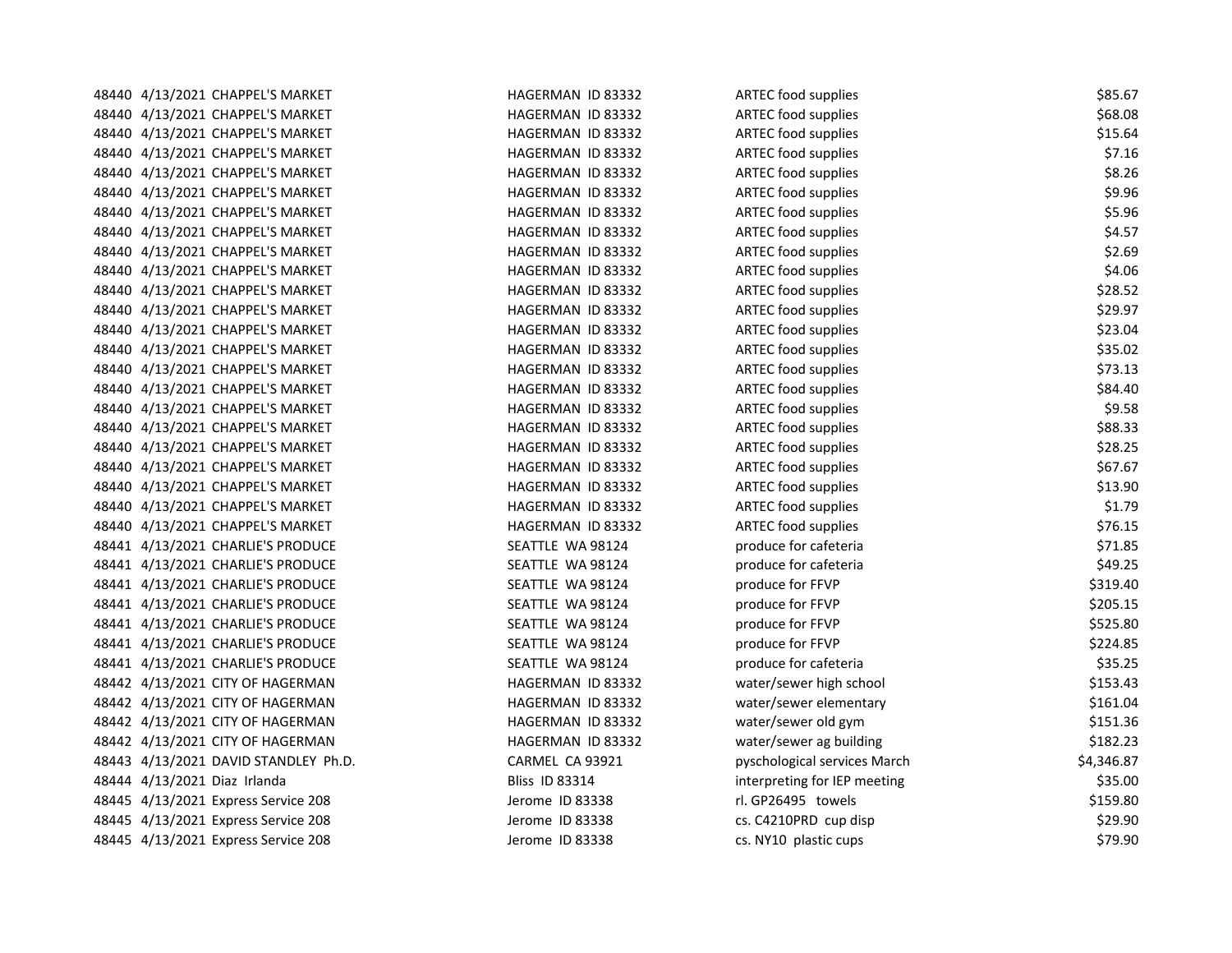| | | | | | |
|---|---|---|---|---|---|
| 48440 | 4/13/2021 | CHAPPEL'S MARKET | HAGERMAN ID 83332 | ARTEC food supplies | $85.67 |
| 48440 | 4/13/2021 | CHAPPEL'S MARKET | HAGERMAN ID 83332 | ARTEC food supplies | $68.08 |
| 48440 | 4/13/2021 | CHAPPEL'S MARKET | HAGERMAN ID 83332 | ARTEC food supplies | $15.64 |
| 48440 | 4/13/2021 | CHAPPEL'S MARKET | HAGERMAN ID 83332 | ARTEC food supplies | $7.16 |
| 48440 | 4/13/2021 | CHAPPEL'S MARKET | HAGERMAN ID 83332 | ARTEC food supplies | $8.26 |
| 48440 | 4/13/2021 | CHAPPEL'S MARKET | HAGERMAN ID 83332 | ARTEC food supplies | $9.96 |
| 48440 | 4/13/2021 | CHAPPEL'S MARKET | HAGERMAN ID 83332 | ARTEC food supplies | $5.96 |
| 48440 | 4/13/2021 | CHAPPEL'S MARKET | HAGERMAN ID 83332 | ARTEC food supplies | $4.57 |
| 48440 | 4/13/2021 | CHAPPEL'S MARKET | HAGERMAN ID 83332 | ARTEC food supplies | $2.69 |
| 48440 | 4/13/2021 | CHAPPEL'S MARKET | HAGERMAN ID 83332 | ARTEC food supplies | $4.06 |
| 48440 | 4/13/2021 | CHAPPEL'S MARKET | HAGERMAN ID 83332 | ARTEC food supplies | $28.52 |
| 48440 | 4/13/2021 | CHAPPEL'S MARKET | HAGERMAN ID 83332 | ARTEC food supplies | $29.97 |
| 48440 | 4/13/2021 | CHAPPEL'S MARKET | HAGERMAN ID 83332 | ARTEC food supplies | $23.04 |
| 48440 | 4/13/2021 | CHAPPEL'S MARKET | HAGERMAN ID 83332 | ARTEC food supplies | $35.02 |
| 48440 | 4/13/2021 | CHAPPEL'S MARKET | HAGERMAN ID 83332 | ARTEC food supplies | $73.13 |
| 48440 | 4/13/2021 | CHAPPEL'S MARKET | HAGERMAN ID 83332 | ARTEC food supplies | $84.40 |
| 48440 | 4/13/2021 | CHAPPEL'S MARKET | HAGERMAN ID 83332 | ARTEC food supplies | $9.58 |
| 48440 | 4/13/2021 | CHAPPEL'S MARKET | HAGERMAN ID 83332 | ARTEC food supplies | $88.33 |
| 48440 | 4/13/2021 | CHAPPEL'S MARKET | HAGERMAN ID 83332 | ARTEC food supplies | $28.25 |
| 48440 | 4/13/2021 | CHAPPEL'S MARKET | HAGERMAN ID 83332 | ARTEC food supplies | $67.67 |
| 48440 | 4/13/2021 | CHAPPEL'S MARKET | HAGERMAN ID 83332 | ARTEC food supplies | $13.90 |
| 48440 | 4/13/2021 | CHAPPEL'S MARKET | HAGERMAN ID 83332 | ARTEC food supplies | $1.79 |
| 48440 | 4/13/2021 | CHAPPEL'S MARKET | HAGERMAN ID 83332 | ARTEC food supplies | $76.15 |
| 48441 | 4/13/2021 | CHARLIE'S PRODUCE | SEATTLE WA 98124 | produce for cafeteria | $71.85 |
| 48441 | 4/13/2021 | CHARLIE'S PRODUCE | SEATTLE WA 98124 | produce for cafeteria | $49.25 |
| 48441 | 4/13/2021 | CHARLIE'S PRODUCE | SEATTLE WA 98124 | produce for FFVP | $319.40 |
| 48441 | 4/13/2021 | CHARLIE'S PRODUCE | SEATTLE WA 98124 | produce for FFVP | $205.15 |
| 48441 | 4/13/2021 | CHARLIE'S PRODUCE | SEATTLE WA 98124 | produce for FFVP | $525.80 |
| 48441 | 4/13/2021 | CHARLIE'S PRODUCE | SEATTLE WA 98124 | produce for FFVP | $224.85 |
| 48441 | 4/13/2021 | CHARLIE'S PRODUCE | SEATTLE WA 98124 | produce for cafeteria | $35.25 |
| 48442 | 4/13/2021 | CITY OF HAGERMAN | HAGERMAN ID 83332 | water/sewer high school | $153.43 |
| 48442 | 4/13/2021 | CITY OF HAGERMAN | HAGERMAN ID 83332 | water/sewer elementary | $161.04 |
| 48442 | 4/13/2021 | CITY OF HAGERMAN | HAGERMAN ID 83332 | water/sewer old gym | $151.36 |
| 48442 | 4/13/2021 | CITY OF HAGERMAN | HAGERMAN ID 83332 | water/sewer ag building | $182.23 |
| 48443 | 4/13/2021 | DAVID STANDLEY Ph.D. | CARMEL CA 93921 | pyschological services March | $4,346.87 |
| 48444 | 4/13/2021 | Diaz Irlanda | Bliss ID 83314 | interpreting for IEP meeting | $35.00 |
| 48445 | 4/13/2021 | Express Service 208 | Jerome ID 83338 | rl. GP26495 towels | $159.80 |
| 48445 | 4/13/2021 | Express Service 208 | Jerome ID 83338 | cs. C4210PRD cup disp | $29.90 |
| 48445 | 4/13/2021 | Express Service 208 | Jerome ID 83338 | cs. NY10 plastic cups | $79.90 |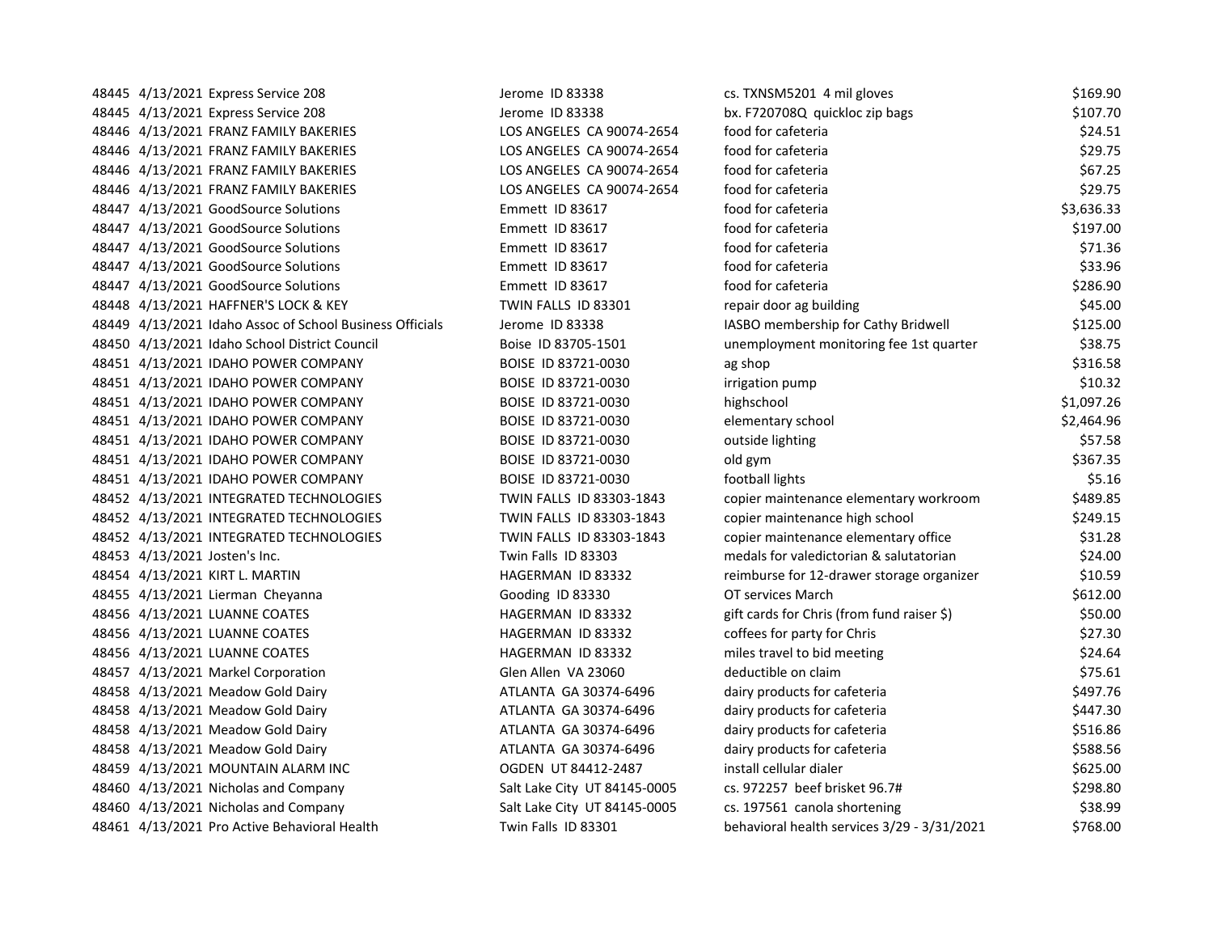| | | | | | |
|---|---|---|---|---|---|
| 48445 | 4/13/2021 | Express Service 208 | Jerome ID 83338 | cs. TXNSM5201 4 mil gloves | $169.90 |
| 48445 | 4/13/2021 | Express Service 208 | Jerome ID 83338 | bx. F720708Q quickloc zip bags | $107.70 |
| 48446 | 4/13/2021 | FRANZ FAMILY BAKERIES | LOS ANGELES CA 90074-2654 | food for cafeteria | $24.51 |
| 48446 | 4/13/2021 | FRANZ FAMILY BAKERIES | LOS ANGELES CA 90074-2654 | food for cafeteria | $29.75 |
| 48446 | 4/13/2021 | FRANZ FAMILY BAKERIES | LOS ANGELES CA 90074-2654 | food for cafeteria | $67.25 |
| 48446 | 4/13/2021 | FRANZ FAMILY BAKERIES | LOS ANGELES CA 90074-2654 | food for cafeteria | $29.75 |
| 48447 | 4/13/2021 | GoodSource Solutions | Emmett ID 83617 | food for cafeteria | $3,636.33 |
| 48447 | 4/13/2021 | GoodSource Solutions | Emmett ID 83617 | food for cafeteria | $197.00 |
| 48447 | 4/13/2021 | GoodSource Solutions | Emmett ID 83617 | food for cafeteria | $71.36 |
| 48447 | 4/13/2021 | GoodSource Solutions | Emmett ID 83617 | food for cafeteria | $33.96 |
| 48447 | 4/13/2021 | GoodSource Solutions | Emmett ID 83617 | food for cafeteria | $286.90 |
| 48448 | 4/13/2021 | HAFFNER'S LOCK & KEY | TWIN FALLS ID 83301 | repair door ag building | $45.00 |
| 48449 | 4/13/2021 | Idaho Assoc of School Business Officials | Jerome ID 83338 | IASBO membership for Cathy Bridwell | $125.00 |
| 48450 | 4/13/2021 | Idaho School District Council | Boise ID 83705-1501 | unemployment monitoring fee 1st quarter | $38.75 |
| 48451 | 4/13/2021 | IDAHO POWER COMPANY | BOISE ID 83721-0030 | ag shop | $316.58 |
| 48451 | 4/13/2021 | IDAHO POWER COMPANY | BOISE ID 83721-0030 | irrigation pump | $10.32 |
| 48451 | 4/13/2021 | IDAHO POWER COMPANY | BOISE ID 83721-0030 | highschool | $1,097.26 |
| 48451 | 4/13/2021 | IDAHO POWER COMPANY | BOISE ID 83721-0030 | elementary school | $2,464.96 |
| 48451 | 4/13/2021 | IDAHO POWER COMPANY | BOISE ID 83721-0030 | outside lighting | $57.58 |
| 48451 | 4/13/2021 | IDAHO POWER COMPANY | BOISE ID 83721-0030 | old gym | $367.35 |
| 48451 | 4/13/2021 | IDAHO POWER COMPANY | BOISE ID 83721-0030 | football lights | $5.16 |
| 48452 | 4/13/2021 | INTEGRATED TECHNOLOGIES | TWIN FALLS ID 83303-1843 | copier maintenance elementary workroom | $489.85 |
| 48452 | 4/13/2021 | INTEGRATED TECHNOLOGIES | TWIN FALLS ID 83303-1843 | copier maintenance high school | $249.15 |
| 48452 | 4/13/2021 | INTEGRATED TECHNOLOGIES | TWIN FALLS ID 83303-1843 | copier maintenance elementary office | $31.28 |
| 48453 | 4/13/2021 | Josten's Inc. | Twin Falls ID 83303 | medals for valedictorian & salutatorian | $24.00 |
| 48454 | 4/13/2021 | KIRT L. MARTIN | HAGERMAN ID 83332 | reimburse for 12-drawer storage organizer | $10.59 |
| 48455 | 4/13/2021 | Lierman Cheyanna | Gooding ID 83330 | OT services March | $612.00 |
| 48456 | 4/13/2021 | LUANNE COATES | HAGERMAN ID 83332 | gift cards for Chris (from fund raiser $) | $50.00 |
| 48456 | 4/13/2021 | LUANNE COATES | HAGERMAN ID 83332 | coffees for party for Chris | $27.30 |
| 48456 | 4/13/2021 | LUANNE COATES | HAGERMAN ID 83332 | miles travel to bid meeting | $24.64 |
| 48457 | 4/13/2021 | Markel Corporation | Glen Allen VA 23060 | deductible on claim | $75.61 |
| 48458 | 4/13/2021 | Meadow Gold Dairy | ATLANTA GA 30374-6496 | dairy products for cafeteria | $497.76 |
| 48458 | 4/13/2021 | Meadow Gold Dairy | ATLANTA GA 30374-6496 | dairy products for cafeteria | $447.30 |
| 48458 | 4/13/2021 | Meadow Gold Dairy | ATLANTA GA 30374-6496 | dairy products for cafeteria | $516.86 |
| 48458 | 4/13/2021 | Meadow Gold Dairy | ATLANTA GA 30374-6496 | dairy products for cafeteria | $588.56 |
| 48459 | 4/13/2021 | MOUNTAIN ALARM INC | OGDEN UT 84412-2487 | install cellular dialer | $625.00 |
| 48460 | 4/13/2021 | Nicholas and Company | Salt Lake City UT 84145-0005 | cs. 972257 beef brisket 96.7# | $298.80 |
| 48460 | 4/13/2021 | Nicholas and Company | Salt Lake City UT 84145-0005 | cs. 197561 canola shortening | $38.99 |
| 48461 | 4/13/2021 | Pro Active Behavioral Health | Twin Falls ID 83301 | behavioral health services 3/29 - 3/31/2021 | $768.00 |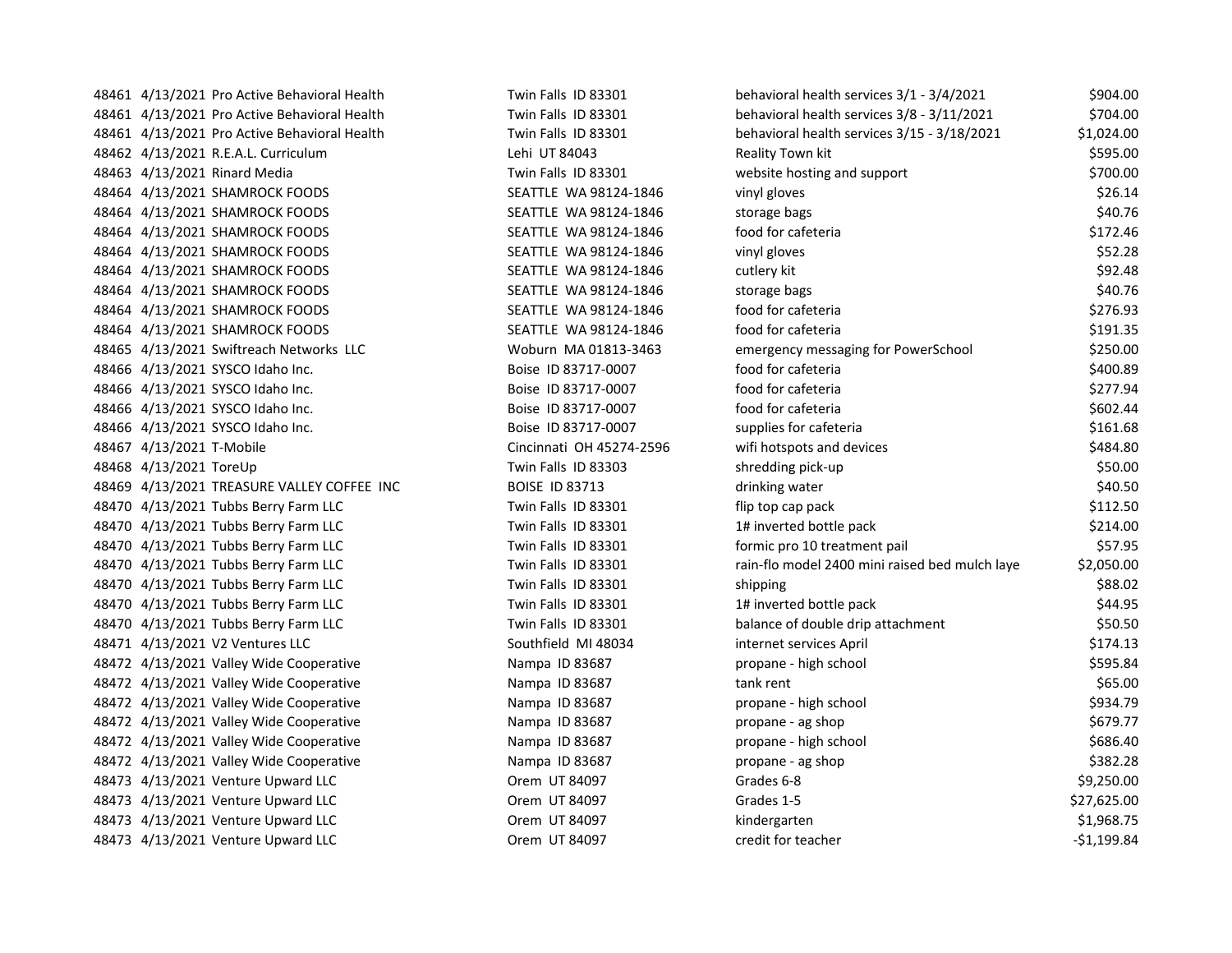| | | | | | |
|---|---|---|---|---|---|
| 48461 | 4/13/2021 | Pro Active Behavioral Health | Twin Falls ID 83301 | behavioral health services 3/1 - 3/4/2021 | $904.00 |
| 48461 | 4/13/2021 | Pro Active Behavioral Health | Twin Falls ID 83301 | behavioral health services 3/8 - 3/11/2021 | $704.00 |
| 48461 | 4/13/2021 | Pro Active Behavioral Health | Twin Falls ID 83301 | behavioral health services 3/15 - 3/18/2021 | $1,024.00 |
| 48462 | 4/13/2021 | R.E.A.L. Curriculum | Lehi UT 84043 | Reality Town kit | $595.00 |
| 48463 | 4/13/2021 | Rinard Media | Twin Falls ID 83301 | website hosting and support | $700.00 |
| 48464 | 4/13/2021 | SHAMROCK FOODS | SEATTLE WA 98124-1846 | vinyl gloves | $26.14 |
| 48464 | 4/13/2021 | SHAMROCK FOODS | SEATTLE WA 98124-1846 | storage bags | $40.76 |
| 48464 | 4/13/2021 | SHAMROCK FOODS | SEATTLE WA 98124-1846 | food for cafeteria | $172.46 |
| 48464 | 4/13/2021 | SHAMROCK FOODS | SEATTLE WA 98124-1846 | vinyl gloves | $52.28 |
| 48464 | 4/13/2021 | SHAMROCK FOODS | SEATTLE WA 98124-1846 | cutlery kit | $92.48 |
| 48464 | 4/13/2021 | SHAMROCK FOODS | SEATTLE WA 98124-1846 | storage bags | $40.76 |
| 48464 | 4/13/2021 | SHAMROCK FOODS | SEATTLE WA 98124-1846 | food for cafeteria | $276.93 |
| 48464 | 4/13/2021 | SHAMROCK FOODS | SEATTLE WA 98124-1846 | food for cafeteria | $191.35 |
| 48465 | 4/13/2021 | Swiftreach Networks LLC | Woburn MA 01813-3463 | emergency messaging for PowerSchool | $250.00 |
| 48466 | 4/13/2021 | SYSCO Idaho Inc. | Boise ID 83717-0007 | food for cafeteria | $400.89 |
| 48466 | 4/13/2021 | SYSCO Idaho Inc. | Boise ID 83717-0007 | food for cafeteria | $277.94 |
| 48466 | 4/13/2021 | SYSCO Idaho Inc. | Boise ID 83717-0007 | food for cafeteria | $602.44 |
| 48466 | 4/13/2021 | SYSCO Idaho Inc. | Boise ID 83717-0007 | supplies for cafeteria | $161.68 |
| 48467 | 4/13/2021 | T-Mobile | Cincinnati OH 45274-2596 | wifi hotspots and devices | $484.80 |
| 48468 | 4/13/2021 | ToreUp | Twin Falls ID 83303 | shredding pick-up | $50.00 |
| 48469 | 4/13/2021 | TREASURE VALLEY COFFEE INC | BOISE ID 83713 | drinking water | $40.50 |
| 48470 | 4/13/2021 | Tubbs Berry Farm LLC | Twin Falls ID 83301 | flip top cap pack | $112.50 |
| 48470 | 4/13/2021 | Tubbs Berry Farm LLC | Twin Falls ID 83301 | 1# inverted bottle pack | $214.00 |
| 48470 | 4/13/2021 | Tubbs Berry Farm LLC | Twin Falls ID 83301 | formic pro 10 treatment pail | $57.95 |
| 48470 | 4/13/2021 | Tubbs Berry Farm LLC | Twin Falls ID 83301 | rain-flo model 2400 mini raised bed mulch laye | $2,050.00 |
| 48470 | 4/13/2021 | Tubbs Berry Farm LLC | Twin Falls ID 83301 | shipping | $88.02 |
| 48470 | 4/13/2021 | Tubbs Berry Farm LLC | Twin Falls ID 83301 | 1# inverted bottle pack | $44.95 |
| 48470 | 4/13/2021 | Tubbs Berry Farm LLC | Twin Falls ID 83301 | balance of double drip attachment | $50.50 |
| 48471 | 4/13/2021 | V2 Ventures LLC | Southfield MI 48034 | internet services April | $174.13 |
| 48472 | 4/13/2021 | Valley Wide Cooperative | Nampa ID 83687 | propane - high school | $595.84 |
| 48472 | 4/13/2021 | Valley Wide Cooperative | Nampa ID 83687 | tank rent | $65.00 |
| 48472 | 4/13/2021 | Valley Wide Cooperative | Nampa ID 83687 | propane - high school | $934.79 |
| 48472 | 4/13/2021 | Valley Wide Cooperative | Nampa ID 83687 | propane - ag shop | $679.77 |
| 48472 | 4/13/2021 | Valley Wide Cooperative | Nampa ID 83687 | propane - high school | $686.40 |
| 48472 | 4/13/2021 | Valley Wide Cooperative | Nampa ID 83687 | propane - ag shop | $382.28 |
| 48473 | 4/13/2021 | Venture Upward LLC | Orem UT 84097 | Grades 6-8 | $9,250.00 |
| 48473 | 4/13/2021 | Venture Upward LLC | Orem UT 84097 | Grades 1-5 | $27,625.00 |
| 48473 | 4/13/2021 | Venture Upward LLC | Orem UT 84097 | kindergarten | $1,968.75 |
| 48473 | 4/13/2021 | Venture Upward LLC | Orem UT 84097 | credit for teacher | -$1,199.84 |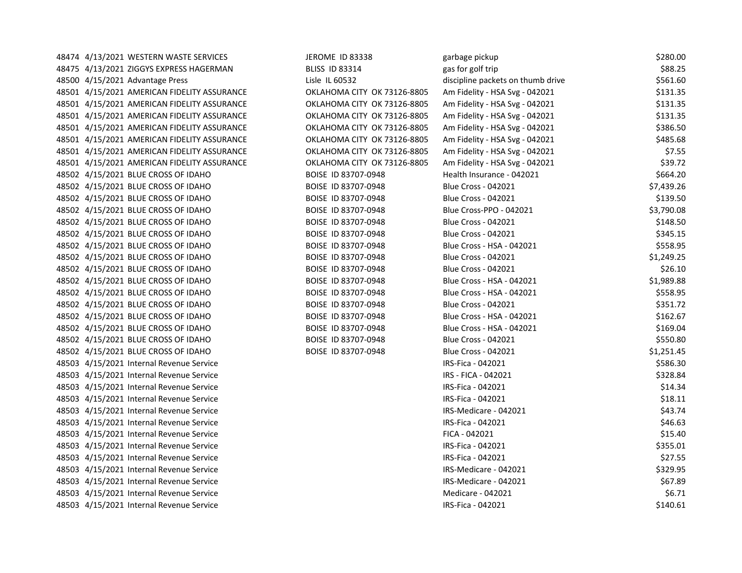| | | | | | |
|---|---|---|---|---|---|
| 48474 | 4/13/2021 | WESTERN WASTE SERVICES | JEROME ID 83338 | garbage pickup | $280.00 |
| 48475 | 4/13/2021 | ZIGGYS EXPRESS HAGERMAN | BLISS ID 83314 | gas for golf trip | $88.25 |
| 48500 | 4/15/2021 | Advantage Press | Lisle IL 60532 | discipline packets on thumb drive | $561.60 |
| 48501 | 4/15/2021 | AMERICAN FIDELITY ASSURANCE | OKLAHOMA CITY OK 73126-8805 | Am Fidelity - HSA Svg - 042021 | $131.35 |
| 48501 | 4/15/2021 | AMERICAN FIDELITY ASSURANCE | OKLAHOMA CITY OK 73126-8805 | Am Fidelity - HSA Svg - 042021 | $131.35 |
| 48501 | 4/15/2021 | AMERICAN FIDELITY ASSURANCE | OKLAHOMA CITY OK 73126-8805 | Am Fidelity - HSA Svg - 042021 | $131.35 |
| 48501 | 4/15/2021 | AMERICAN FIDELITY ASSURANCE | OKLAHOMA CITY OK 73126-8805 | Am Fidelity - HSA Svg - 042021 | $386.50 |
| 48501 | 4/15/2021 | AMERICAN FIDELITY ASSURANCE | OKLAHOMA CITY OK 73126-8805 | Am Fidelity - HSA Svg - 042021 | $485.68 |
| 48501 | 4/15/2021 | AMERICAN FIDELITY ASSURANCE | OKLAHOMA CITY OK 73126-8805 | Am Fidelity - HSA Svg - 042021 | $7.55 |
| 48501 | 4/15/2021 | AMERICAN FIDELITY ASSURANCE | OKLAHOMA CITY OK 73126-8805 | Am Fidelity - HSA Svg - 042021 | $39.72 |
| 48502 | 4/15/2021 | BLUE CROSS OF IDAHO | BOISE ID 83707-0948 | Health Insurance - 042021 | $664.20 |
| 48502 | 4/15/2021 | BLUE CROSS OF IDAHO | BOISE ID 83707-0948 | Blue Cross - 042021 | $7,439.26 |
| 48502 | 4/15/2021 | BLUE CROSS OF IDAHO | BOISE ID 83707-0948 | Blue Cross - 042021 | $139.50 |
| 48502 | 4/15/2021 | BLUE CROSS OF IDAHO | BOISE ID 83707-0948 | Blue Cross-PPO - 042021 | $3,790.08 |
| 48502 | 4/15/2021 | BLUE CROSS OF IDAHO | BOISE ID 83707-0948 | Blue Cross - 042021 | $148.50 |
| 48502 | 4/15/2021 | BLUE CROSS OF IDAHO | BOISE ID 83707-0948 | Blue Cross - 042021 | $345.15 |
| 48502 | 4/15/2021 | BLUE CROSS OF IDAHO | BOISE ID 83707-0948 | Blue Cross - HSA - 042021 | $558.95 |
| 48502 | 4/15/2021 | BLUE CROSS OF IDAHO | BOISE ID 83707-0948 | Blue Cross - 042021 | $1,249.25 |
| 48502 | 4/15/2021 | BLUE CROSS OF IDAHO | BOISE ID 83707-0948 | Blue Cross - 042021 | $26.10 |
| 48502 | 4/15/2021 | BLUE CROSS OF IDAHO | BOISE ID 83707-0948 | Blue Cross - HSA - 042021 | $1,989.88 |
| 48502 | 4/15/2021 | BLUE CROSS OF IDAHO | BOISE ID 83707-0948 | Blue Cross - HSA - 042021 | $558.95 |
| 48502 | 4/15/2021 | BLUE CROSS OF IDAHO | BOISE ID 83707-0948 | Blue Cross - 042021 | $351.72 |
| 48502 | 4/15/2021 | BLUE CROSS OF IDAHO | BOISE ID 83707-0948 | Blue Cross - HSA - 042021 | $162.67 |
| 48502 | 4/15/2021 | BLUE CROSS OF IDAHO | BOISE ID 83707-0948 | Blue Cross - HSA - 042021 | $169.04 |
| 48502 | 4/15/2021 | BLUE CROSS OF IDAHO | BOISE ID 83707-0948 | Blue Cross - 042021 | $550.80 |
| 48502 | 4/15/2021 | BLUE CROSS OF IDAHO | BOISE ID 83707-0948 | Blue Cross - 042021 | $1,251.45 |
| 48503 | 4/15/2021 | Internal Revenue Service | | IRS-Fica - 042021 | $586.30 |
| 48503 | 4/15/2021 | Internal Revenue Service | | IRS - FICA - 042021 | $328.84 |
| 48503 | 4/15/2021 | Internal Revenue Service | | IRS-Fica - 042021 | $14.34 |
| 48503 | 4/15/2021 | Internal Revenue Service | | IRS-Fica - 042021 | $18.11 |
| 48503 | 4/15/2021 | Internal Revenue Service | | IRS-Medicare - 042021 | $43.74 |
| 48503 | 4/15/2021 | Internal Revenue Service | | IRS-Fica - 042021 | $46.63 |
| 48503 | 4/15/2021 | Internal Revenue Service | | FICA - 042021 | $15.40 |
| 48503 | 4/15/2021 | Internal Revenue Service | | IRS-Fica - 042021 | $355.01 |
| 48503 | 4/15/2021 | Internal Revenue Service | | IRS-Fica - 042021 | $27.55 |
| 48503 | 4/15/2021 | Internal Revenue Service | | IRS-Medicare - 042021 | $329.95 |
| 48503 | 4/15/2021 | Internal Revenue Service | | IRS-Medicare - 042021 | $67.89 |
| 48503 | 4/15/2021 | Internal Revenue Service | | Medicare - 042021 | $6.71 |
| 48503 | 4/15/2021 | Internal Revenue Service | | IRS-Fica - 042021 | $140.61 |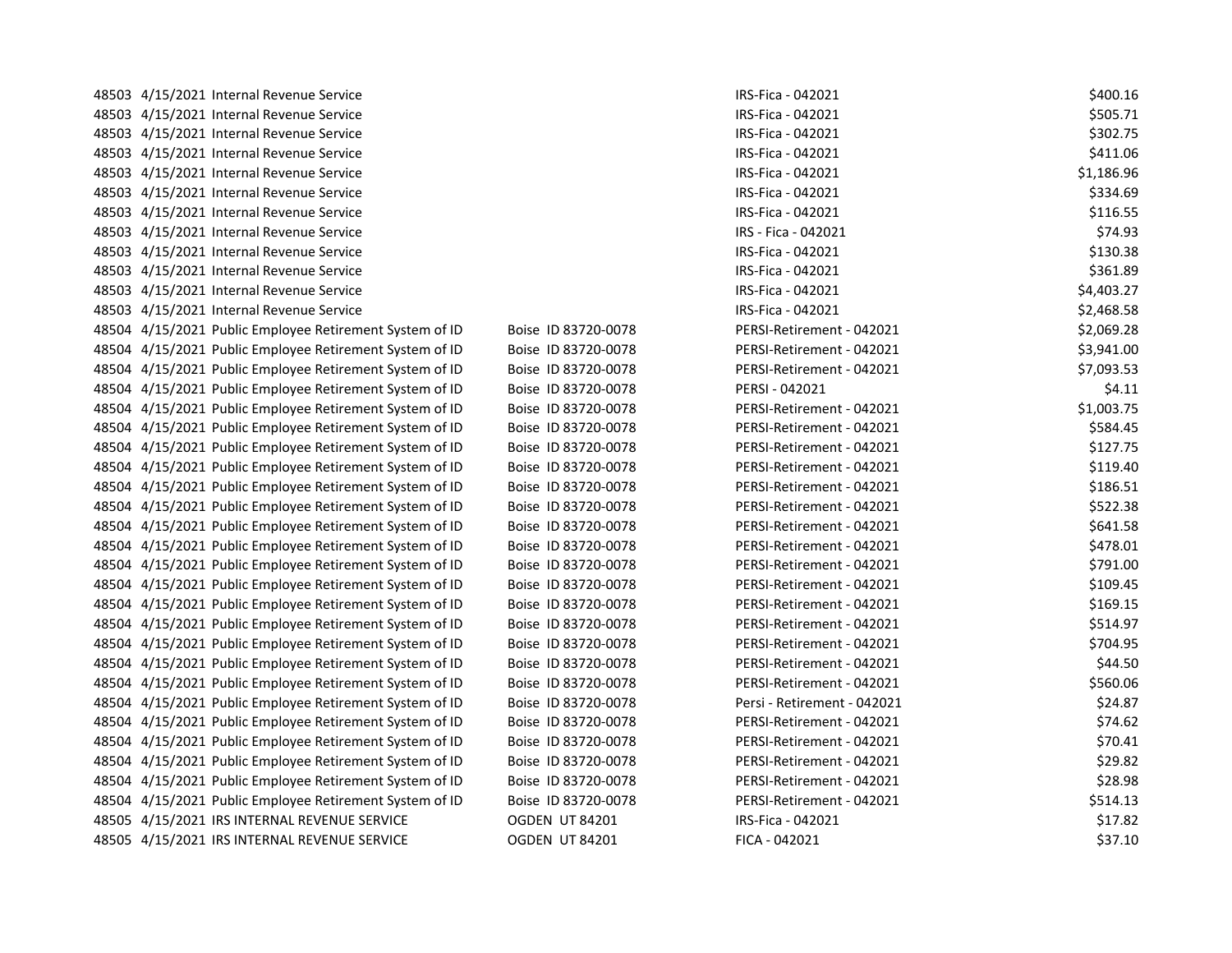| | | | | | |
|---|---|---|---|---|---|
| 48503 | 4/15/2021 | Internal Revenue Service | | IRS-Fica - 042021 | $400.16 |
| 48503 | 4/15/2021 | Internal Revenue Service | | IRS-Fica - 042021 | $505.71 |
| 48503 | 4/15/2021 | Internal Revenue Service | | IRS-Fica - 042021 | $302.75 |
| 48503 | 4/15/2021 | Internal Revenue Service | | IRS-Fica - 042021 | $411.06 |
| 48503 | 4/15/2021 | Internal Revenue Service | | IRS-Fica - 042021 | $1,186.96 |
| 48503 | 4/15/2021 | Internal Revenue Service | | IRS-Fica - 042021 | $334.69 |
| 48503 | 4/15/2021 | Internal Revenue Service | | IRS-Fica - 042021 | $116.55 |
| 48503 | 4/15/2021 | Internal Revenue Service | | IRS - Fica - 042021 | $74.93 |
| 48503 | 4/15/2021 | Internal Revenue Service | | IRS-Fica - 042021 | $130.38 |
| 48503 | 4/15/2021 | Internal Revenue Service | | IRS-Fica - 042021 | $361.89 |
| 48503 | 4/15/2021 | Internal Revenue Service | | IRS-Fica - 042021 | $4,403.27 |
| 48503 | 4/15/2021 | Internal Revenue Service | | IRS-Fica - 042021 | $2,468.58 |
| 48504 | 4/15/2021 | Public Employee Retirement System of ID | Boise ID 83720-0078 | PERSI-Retirement - 042021 | $2,069.28 |
| 48504 | 4/15/2021 | Public Employee Retirement System of ID | Boise ID 83720-0078 | PERSI-Retirement - 042021 | $3,941.00 |
| 48504 | 4/15/2021 | Public Employee Retirement System of ID | Boise ID 83720-0078 | PERSI-Retirement - 042021 | $7,093.53 |
| 48504 | 4/15/2021 | Public Employee Retirement System of ID | Boise ID 83720-0078 | PERSI - 042021 | $4.11 |
| 48504 | 4/15/2021 | Public Employee Retirement System of ID | Boise ID 83720-0078 | PERSI-Retirement - 042021 | $1,003.75 |
| 48504 | 4/15/2021 | Public Employee Retirement System of ID | Boise ID 83720-0078 | PERSI-Retirement - 042021 | $584.45 |
| 48504 | 4/15/2021 | Public Employee Retirement System of ID | Boise ID 83720-0078 | PERSI-Retirement - 042021 | $127.75 |
| 48504 | 4/15/2021 | Public Employee Retirement System of ID | Boise ID 83720-0078 | PERSI-Retirement - 042021 | $119.40 |
| 48504 | 4/15/2021 | Public Employee Retirement System of ID | Boise ID 83720-0078 | PERSI-Retirement - 042021 | $186.51 |
| 48504 | 4/15/2021 | Public Employee Retirement System of ID | Boise ID 83720-0078 | PERSI-Retirement - 042021 | $522.38 |
| 48504 | 4/15/2021 | Public Employee Retirement System of ID | Boise ID 83720-0078 | PERSI-Retirement - 042021 | $641.58 |
| 48504 | 4/15/2021 | Public Employee Retirement System of ID | Boise ID 83720-0078 | PERSI-Retirement - 042021 | $478.01 |
| 48504 | 4/15/2021 | Public Employee Retirement System of ID | Boise ID 83720-0078 | PERSI-Retirement - 042021 | $791.00 |
| 48504 | 4/15/2021 | Public Employee Retirement System of ID | Boise ID 83720-0078 | PERSI-Retirement - 042021 | $109.45 |
| 48504 | 4/15/2021 | Public Employee Retirement System of ID | Boise ID 83720-0078 | PERSI-Retirement - 042021 | $169.15 |
| 48504 | 4/15/2021 | Public Employee Retirement System of ID | Boise ID 83720-0078 | PERSI-Retirement - 042021 | $514.97 |
| 48504 | 4/15/2021 | Public Employee Retirement System of ID | Boise ID 83720-0078 | PERSI-Retirement - 042021 | $704.95 |
| 48504 | 4/15/2021 | Public Employee Retirement System of ID | Boise ID 83720-0078 | PERSI-Retirement - 042021 | $44.50 |
| 48504 | 4/15/2021 | Public Employee Retirement System of ID | Boise ID 83720-0078 | PERSI-Retirement - 042021 | $560.06 |
| 48504 | 4/15/2021 | Public Employee Retirement System of ID | Boise ID 83720-0078 | Persi - Retirement - 042021 | $24.87 |
| 48504 | 4/15/2021 | Public Employee Retirement System of ID | Boise ID 83720-0078 | PERSI-Retirement - 042021 | $74.62 |
| 48504 | 4/15/2021 | Public Employee Retirement System of ID | Boise ID 83720-0078 | PERSI-Retirement - 042021 | $70.41 |
| 48504 | 4/15/2021 | Public Employee Retirement System of ID | Boise ID 83720-0078 | PERSI-Retirement - 042021 | $29.82 |
| 48504 | 4/15/2021 | Public Employee Retirement System of ID | Boise ID 83720-0078 | PERSI-Retirement - 042021 | $28.98 |
| 48504 | 4/15/2021 | Public Employee Retirement System of ID | Boise ID 83720-0078 | PERSI-Retirement - 042021 | $514.13 |
| 48505 | 4/15/2021 | IRS INTERNAL REVENUE SERVICE | OGDEN UT 84201 | IRS-Fica - 042021 | $17.82 |
| 48505 | 4/15/2021 | IRS INTERNAL REVENUE SERVICE | OGDEN UT 84201 | FICA - 042021 | $37.10 |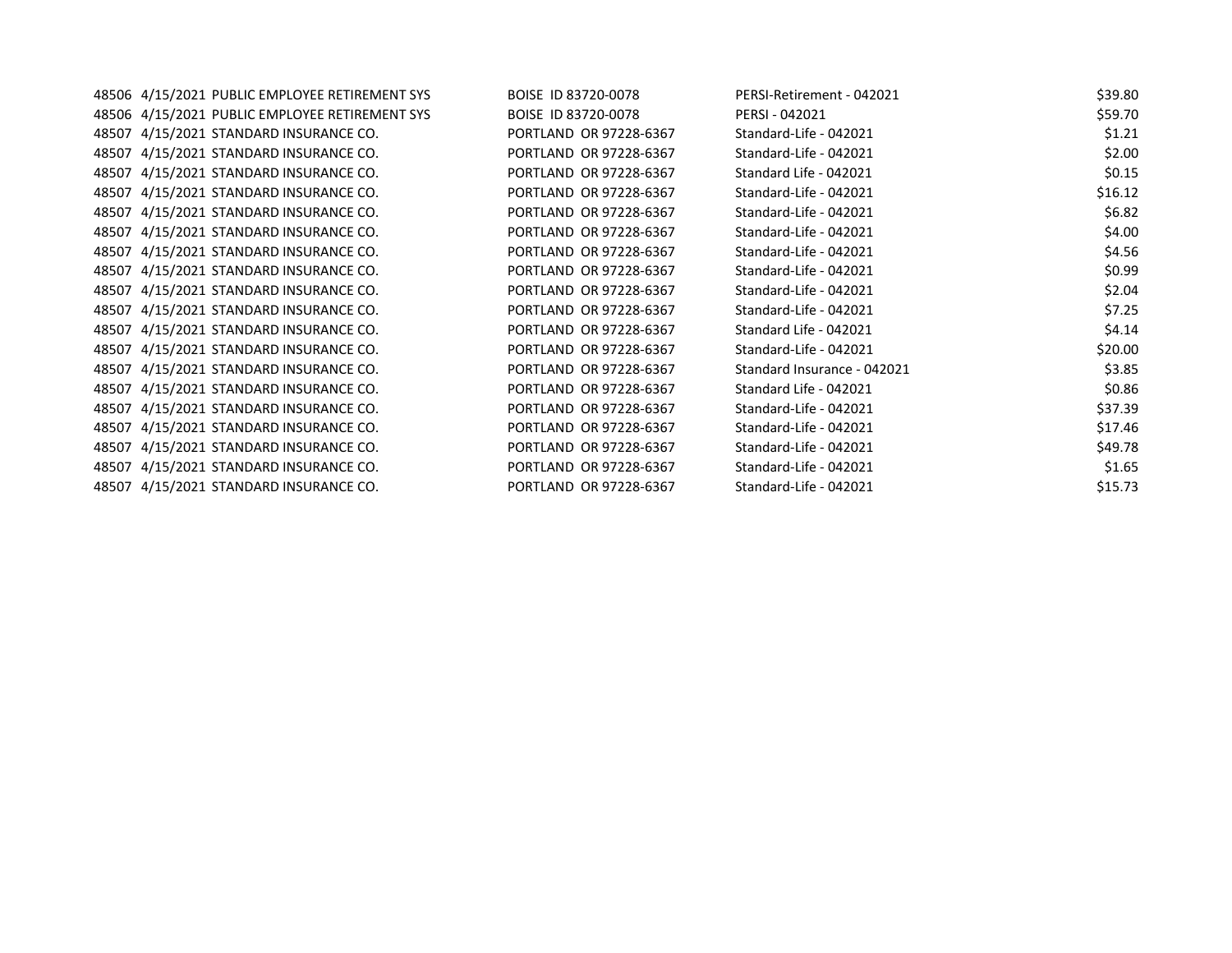| | | | | | |
|---|---|---|---|---|---|
| 48506 | 4/15/2021 | PUBLIC EMPLOYEE RETIREMENT SYS | BOISE ID 83720-0078 | PERSI-Retirement - 042021 | $39.80 |
| 48506 | 4/15/2021 | PUBLIC EMPLOYEE RETIREMENT SYS | BOISE ID 83720-0078 | PERSI - 042021 | $59.70 |
| 48507 | 4/15/2021 | STANDARD INSURANCE CO. | PORTLAND OR 97228-6367 | Standard-Life - 042021 | $1.21 |
| 48507 | 4/15/2021 | STANDARD INSURANCE CO. | PORTLAND OR 97228-6367 | Standard-Life - 042021 | $2.00 |
| 48507 | 4/15/2021 | STANDARD INSURANCE CO. | PORTLAND OR 97228-6367 | Standard Life - 042021 | $0.15 |
| 48507 | 4/15/2021 | STANDARD INSURANCE CO. | PORTLAND OR 97228-6367 | Standard-Life - 042021 | $16.12 |
| 48507 | 4/15/2021 | STANDARD INSURANCE CO. | PORTLAND OR 97228-6367 | Standard-Life - 042021 | $6.82 |
| 48507 | 4/15/2021 | STANDARD INSURANCE CO. | PORTLAND OR 97228-6367 | Standard-Life - 042021 | $4.00 |
| 48507 | 4/15/2021 | STANDARD INSURANCE CO. | PORTLAND OR 97228-6367 | Standard-Life - 042021 | $4.56 |
| 48507 | 4/15/2021 | STANDARD INSURANCE CO. | PORTLAND OR 97228-6367 | Standard-Life - 042021 | $0.99 |
| 48507 | 4/15/2021 | STANDARD INSURANCE CO. | PORTLAND OR 97228-6367 | Standard-Life - 042021 | $2.04 |
| 48507 | 4/15/2021 | STANDARD INSURANCE CO. | PORTLAND OR 97228-6367 | Standard-Life - 042021 | $7.25 |
| 48507 | 4/15/2021 | STANDARD INSURANCE CO. | PORTLAND OR 97228-6367 | Standard Life - 042021 | $4.14 |
| 48507 | 4/15/2021 | STANDARD INSURANCE CO. | PORTLAND OR 97228-6367 | Standard-Life - 042021 | $20.00 |
| 48507 | 4/15/2021 | STANDARD INSURANCE CO. | PORTLAND OR 97228-6367 | Standard Insurance - 042021 | $3.85 |
| 48507 | 4/15/2021 | STANDARD INSURANCE CO. | PORTLAND OR 97228-6367 | Standard Life - 042021 | $0.86 |
| 48507 | 4/15/2021 | STANDARD INSURANCE CO. | PORTLAND OR 97228-6367 | Standard-Life - 042021 | $37.39 |
| 48507 | 4/15/2021 | STANDARD INSURANCE CO. | PORTLAND OR 97228-6367 | Standard-Life - 042021 | $17.46 |
| 48507 | 4/15/2021 | STANDARD INSURANCE CO. | PORTLAND OR 97228-6367 | Standard-Life - 042021 | $49.78 |
| 48507 | 4/15/2021 | STANDARD INSURANCE CO. | PORTLAND OR 97228-6367 | Standard-Life - 042021 | $1.65 |
| 48507 | 4/15/2021 | STANDARD INSURANCE CO. | PORTLAND OR 97228-6367 | Standard-Life - 042021 | $15.73 |